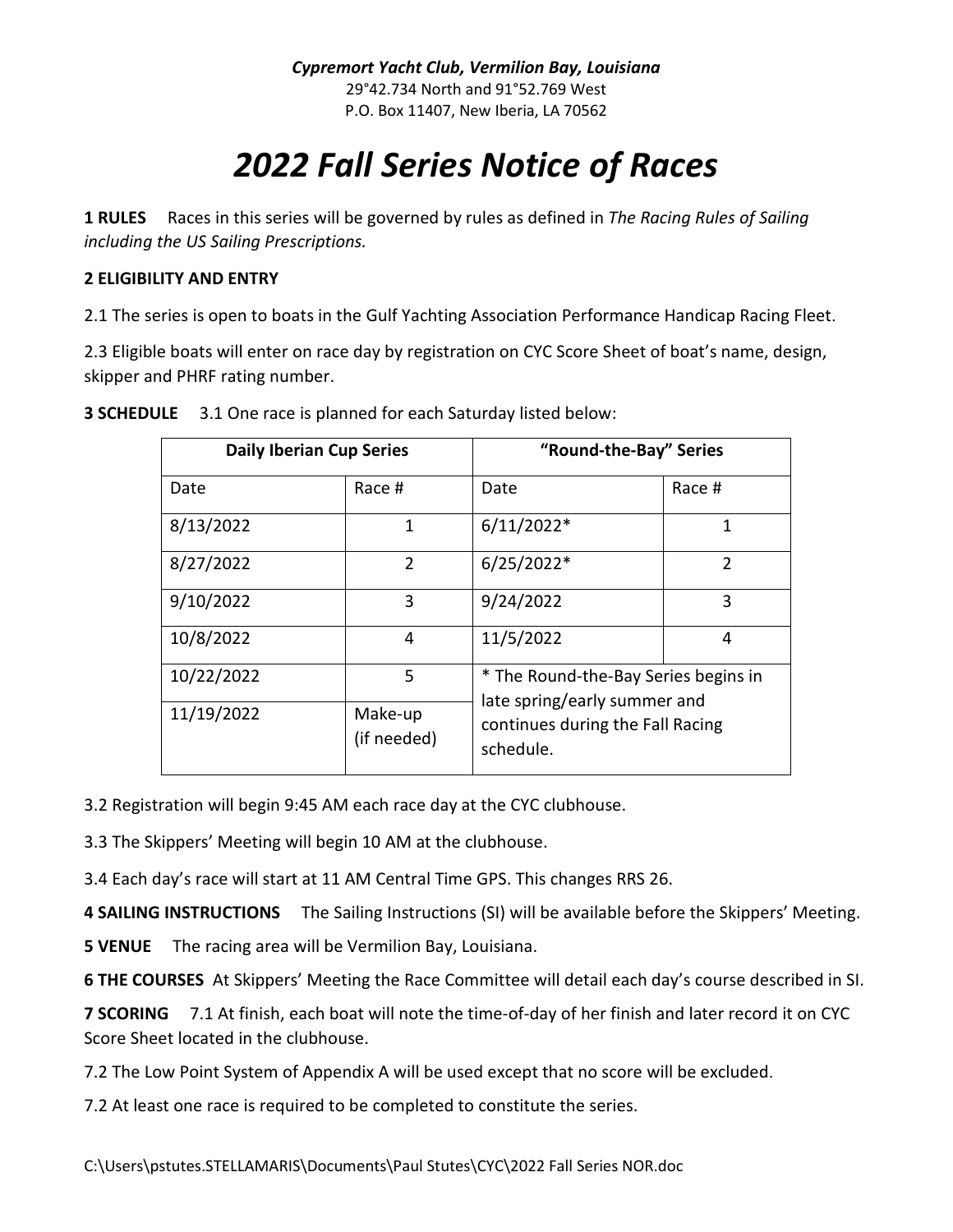*Cypremort Yacht Club, Vermilion Bay, Louisiana*
29°42.734 North and 91°52.769 West
P.O. Box 11407, New Iberia, LA 70562

# *2022 Fall Series Notice of Races*

**1 RULES** Races in this series will be governed by rules as defined in *The Racing Rules of Sailing including the US Sailing Prescriptions.*

**2 ELIGIBILITY AND ENTRY**

2.1 The series is open to boats in the Gulf Yachting Association Performance Handicap Racing Fleet.

2.3 Eligible boats will enter on race day by registration on CYC Score Sheet of boat's name, design, skipper and PHRF rating number.

**3 SCHEDULE** 3.1 One race is planned for each Saturday listed below:

| **Daily Iberian Cup Series** | | **"Round-the-Bay" Series** | |
|---|---|---|---|
| Date | Race # | Date | Race # |
| 8/13/2022 | 1 | 6/11/2022* | 1 |
| 8/27/2022 | 2 | 6/25/2022* | 2 |
| 9/10/2022 | 3 | 9/24/2022 | 3 |
| 10/8/2022 | 4 | 11/5/2022 | 4 |
| 10/22/2022 | 5 | * The Round-the-Bay Series begins in late spring/early summer and continues during the Fall Racing schedule. | |
| 11/19/2022 | Make-up (if needed) | | |

3.2 Registration will begin 9:45 AM each race day at the CYC clubhouse.

3.3 The Skippers' Meeting will begin 10 AM at the clubhouse.

3.4 Each day's race will start at 11 AM Central Time GPS. This changes RRS 26.

**4 SAILING INSTRUCTIONS** The Sailing Instructions (SI) will be available before the Skippers' Meeting.

**5 VENUE** The racing area will be Vermilion Bay, Louisiana.

**6 THE COURSES** At Skippers' Meeting the Race Committee will detail each day's course described in SI.

**7 SCORING** 7.1 At finish, each boat will note the time-of-day of her finish and later record it on CYC Score Sheet located in the clubhouse.

7.2 The Low Point System of Appendix A will be used except that no score will be excluded.

7.2 At least one race is required to be completed to constitute the series.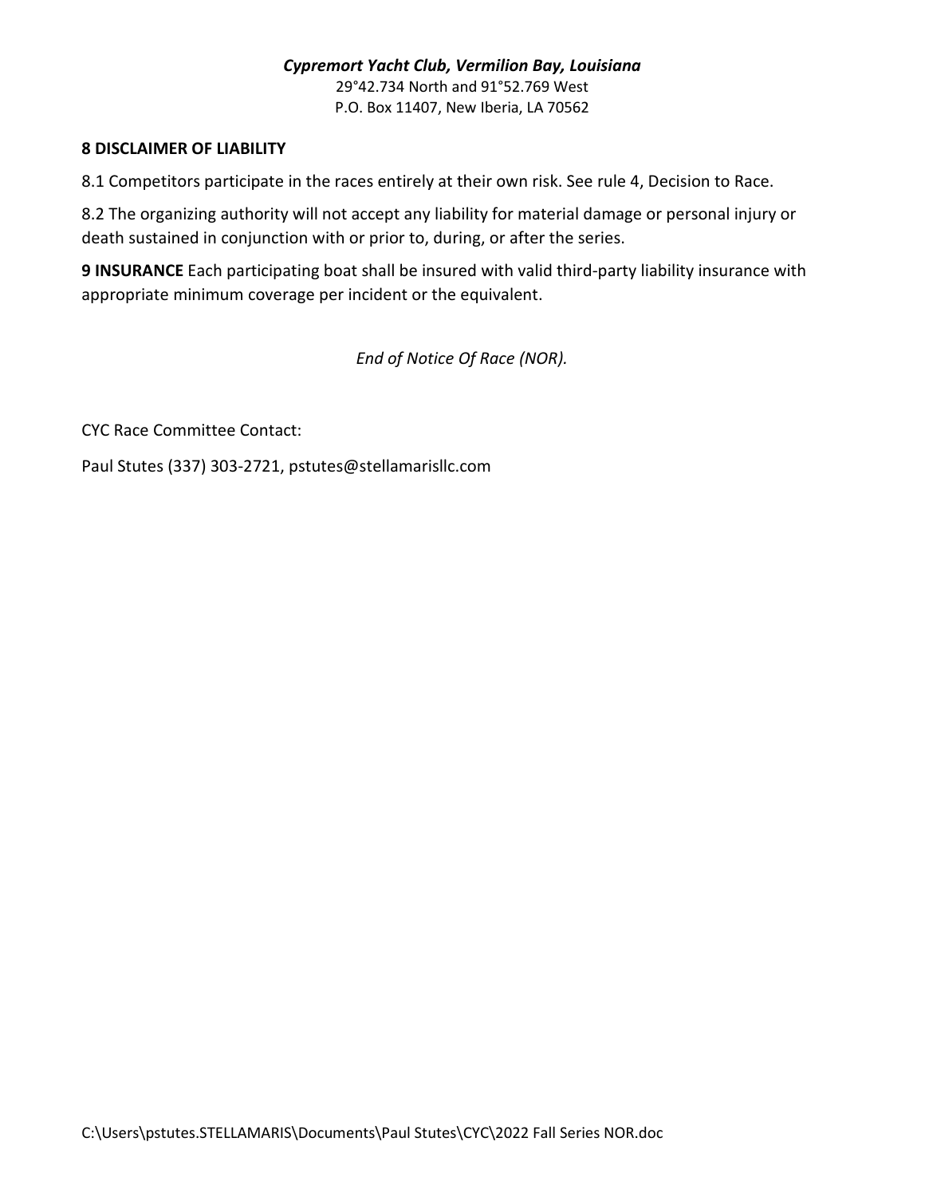**8 DISCLAIMER OF LIABILITY**

8.1 Competitors participate in the races entirely at their own risk. See rule 4, Decision to Race.

8.2 The organizing authority will not accept any liability for material damage or personal injury or death sustained in conjunction with or prior to, during, or after the series.

**9 INSURANCE** Each participating boat shall be insured with valid third-party liability insurance with appropriate minimum coverage per incident or the equivalent.

*End of Notice Of Race (NOR).*

CYC Race Committee Contact:

Paul Stutes (337) 303-2721, pstutes@stellamarisllc.com